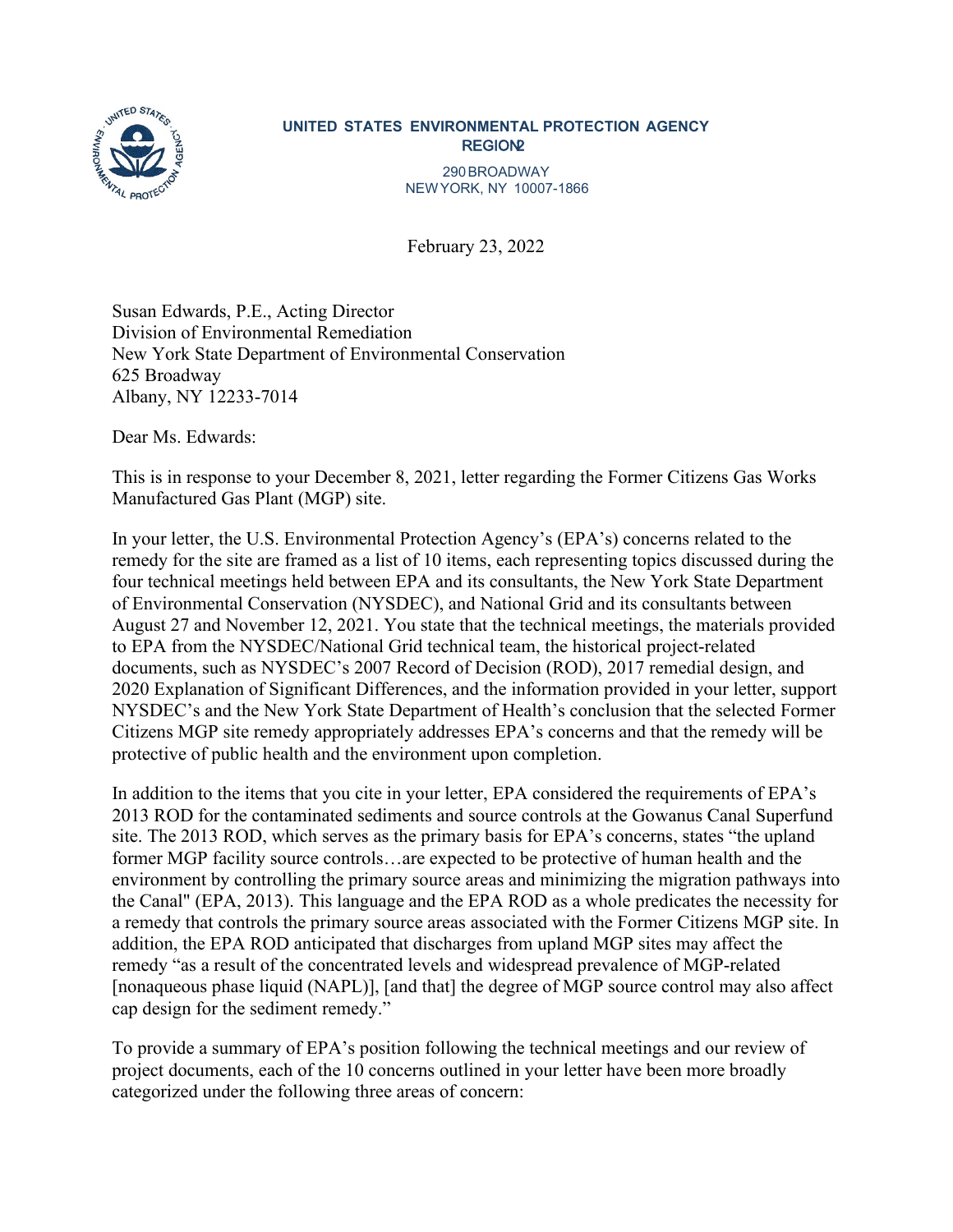**UNITED STATES ENVIRONMENTAL PROTECTION AGENCY**
**REGION 2**

290 BROADWAY
NEW YORK, NY 10007-1866

February 23, 2022

Susan Edwards, P.E., Acting Director
Division of Environmental Remediation
New York State Department of Environmental Conservation
625 Broadway
Albany, NY 12233-7014

Dear Ms. Edwards:

This is in response to your December 8, 2021, letter regarding the Former Citizens Gas Works Manufactured Gas Plant (MGP) site.

In your letter, the U.S. Environmental Protection Agency's (EPA's) concerns related to the remedy for the site are framed as a list of 10 items, each representing topics discussed during the four technical meetings held between EPA and its consultants, the New York State Department of Environmental Conservation (NYSDEC), and National Grid and its consultants between August 27 and November 12, 2021. You state that the technical meetings, the materials provided to EPA from the NYSDEC/National Grid technical team, the historical project-related documents, such as NYSDEC's 2007 Record of Decision (ROD), 2017 remedial design, and 2020 Explanation of Significant Differences, and the information provided in your letter, support NYSDEC's and the New York State Department of Health's conclusion that the selected Former Citizens MGP site remedy appropriately addresses EPA's concerns and that the remedy will be protective of public health and the environment upon completion.

In addition to the items that you cite in your letter, EPA considered the requirements of EPA's 2013 ROD for the contaminated sediments and source controls at the Gowanus Canal Superfund site. The 2013 ROD, which serves as the primary basis for EPA's concerns, states "the upland former MGP facility source controls…are expected to be protective of human health and the environment by controlling the primary source areas and minimizing the migration pathways into the Canal" (EPA, 2013). This language and the EPA ROD as a whole predicates the necessity for a remedy that controls the primary source areas associated with the Former Citizens MGP site. In addition, the EPA ROD anticipated that discharges from upland MGP sites may affect the remedy "as a result of the concentrated levels and widespread prevalence of MGP-related [nonaqueous phase liquid (NAPL)], [and that] the degree of MGP source control may also affect cap design for the sediment remedy."

To provide a summary of EPA's position following the technical meetings and our review of project documents, each of the 10 concerns outlined in your letter have been more broadly categorized under the following three areas of concern: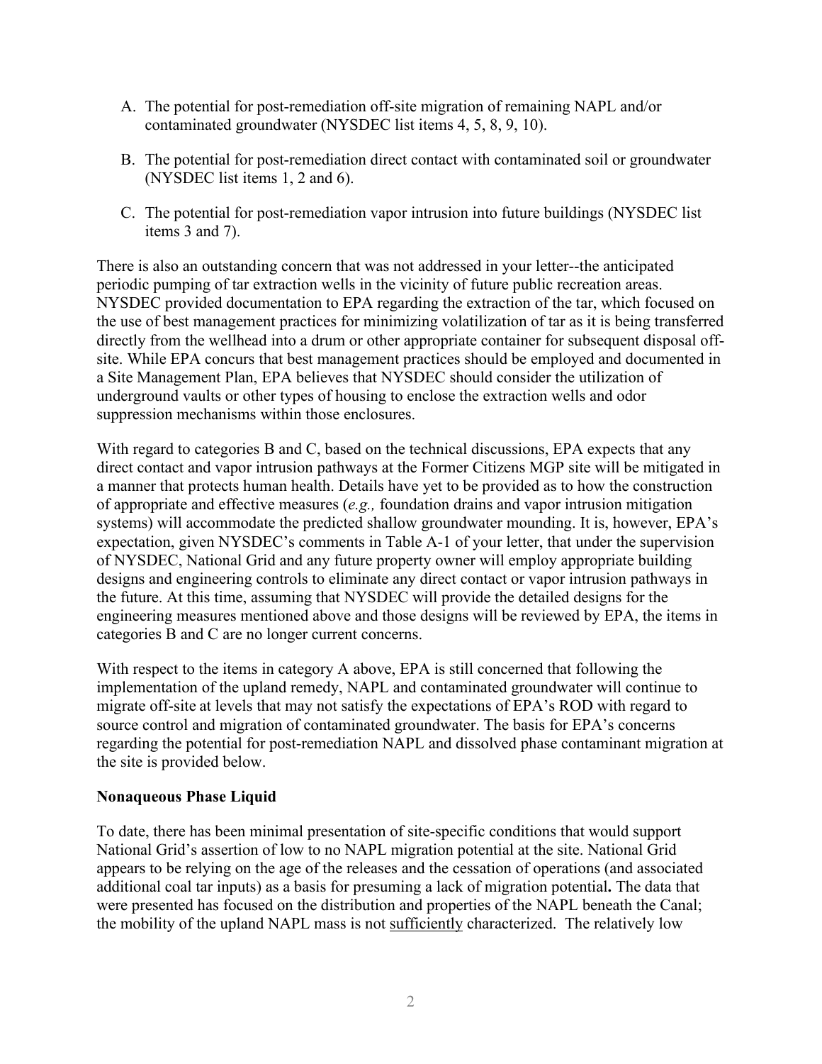A. The potential for post-remediation off-site migration of remaining NAPL and/or contaminated groundwater (NYSDEC list items 4, 5, 8, 9, 10).

B. The potential for post-remediation direct contact with contaminated soil or groundwater (NYSDEC list items 1, 2 and 6).

C. The potential for post-remediation vapor intrusion into future buildings (NYSDEC list items 3 and 7).

There is also an outstanding concern that was not addressed in your letter--the anticipated periodic pumping of tar extraction wells in the vicinity of future public recreation areas. NYSDEC provided documentation to EPA regarding the extraction of the tar, which focused on the use of best management practices for minimizing volatilization of tar as it is being transferred directly from the wellhead into a drum or other appropriate container for subsequent disposal off-site. While EPA concurs that best management practices should be employed and documented in a Site Management Plan, EPA believes that NYSDEC should consider the utilization of underground vaults or other types of housing to enclose the extraction wells and odor suppression mechanisms within those enclosures.

With regard to categories B and C, based on the technical discussions, EPA expects that any direct contact and vapor intrusion pathways at the Former Citizens MGP site will be mitigated in a manner that protects human health. Details have yet to be provided as to how the construction of appropriate and effective measures (*e.g.,* foundation drains and vapor intrusion mitigation systems) will accommodate the predicted shallow groundwater mounding. It is, however, EPA's expectation, given NYSDEC's comments in Table A-1 of your letter, that under the supervision of NYSDEC, National Grid and any future property owner will employ appropriate building designs and engineering controls to eliminate any direct contact or vapor intrusion pathways in the future. At this time, assuming that NYSDEC will provide the detailed designs for the engineering measures mentioned above and those designs will be reviewed by EPA, the items in categories B and C are no longer current concerns.

With respect to the items in category A above, EPA is still concerned that following the implementation of the upland remedy, NAPL and contaminated groundwater will continue to migrate off-site at levels that may not satisfy the expectations of EPA's ROD with regard to source control and migration of contaminated groundwater. The basis for EPA's concerns regarding the potential for post-remediation NAPL and dissolved phase contaminant migration at the site is provided below.

**Nonaqueous Phase Liquid**

To date, there has been minimal presentation of site-specific conditions that would support National Grid's assertion of low to no NAPL migration potential at the site. National Grid appears to be relying on the age of the releases and the cessation of operations (and associated additional coal tar inputs) as a basis for presuming a lack of migration potential**.** The data that were presented has focused on the distribution and properties of the NAPL beneath the Canal; the mobility of the upland NAPL mass is not <u>sufficiently</u> characterized. The relatively low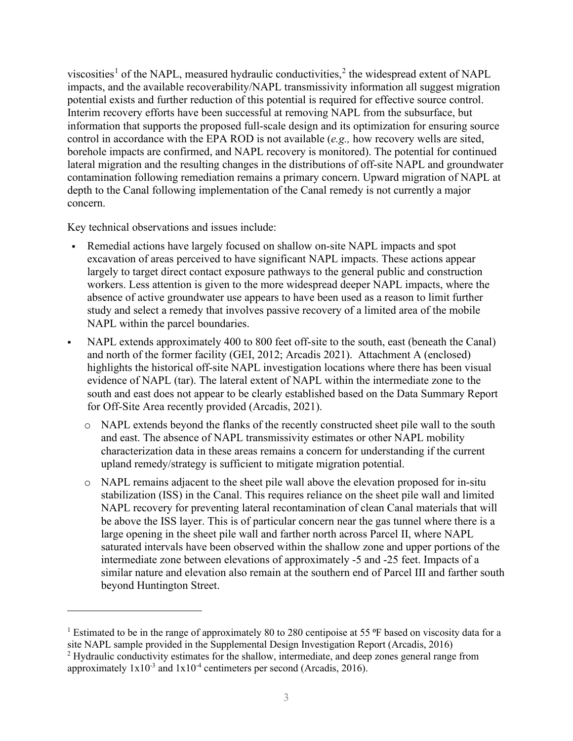viscosities[1] of the NAPL, measured hydraulic conductivities,[2] the widespread extent of NAPL impacts, and the available recoverability/NAPL transmissivity information all suggest migration potential exists and further reduction of this potential is required for effective source control. Interim recovery efforts have been successful at removing NAPL from the subsurface, but information that supports the proposed full-scale design and its optimization for ensuring source control in accordance with the EPA ROD is not available (*e.g.,* how recovery wells are sited, borehole impacts are confirmed, and NAPL recovery is monitored). The potential for continued lateral migration and the resulting changes in the distributions of off-site NAPL and groundwater contamination following remediation remains a primary concern. Upward migration of NAPL at depth to the Canal following implementation of the Canal remedy is not currently a major concern.

Key technical observations and issues include:

- Remedial actions have largely focused on shallow on-site NAPL impacts and spot excavation of areas perceived to have significant NAPL impacts. These actions appear largely to target direct contact exposure pathways to the general public and construction workers. Less attention is given to the more widespread deeper NAPL impacts, where the absence of active groundwater use appears to have been used as a reason to limit further study and select a remedy that involves passive recovery of a limited area of the mobile NAPL within the parcel boundaries.
- NAPL extends approximately 400 to 800 feet off-site to the south, east (beneath the Canal) and north of the former facility (GEI, 2012; Arcadis 2021). Attachment A (enclosed) highlights the historical off-site NAPL investigation locations where there has been visual evidence of NAPL (tar). The lateral extent of NAPL within the intermediate zone to the south and east does not appear to be clearly established based on the Data Summary Report for Off-Site Area recently provided (Arcadis, 2021).
  - NAPL extends beyond the flanks of the recently constructed sheet pile wall to the south and east. The absence of NAPL transmissivity estimates or other NAPL mobility characterization data in these areas remains a concern for understanding if the current upland remedy/strategy is sufficient to mitigate migration potential.
  - NAPL remains adjacent to the sheet pile wall above the elevation proposed for in-situ stabilization (ISS) in the Canal. This requires reliance on the sheet pile wall and limited NAPL recovery for preventing lateral recontamination of clean Canal materials that will be above the ISS layer. This is of particular concern near the gas tunnel where there is a large opening in the sheet pile wall and farther north across Parcel II, where NAPL saturated intervals have been observed within the shallow zone and upper portions of the intermediate zone between elevations of approximately -5 and -25 feet. Impacts of a similar nature and elevation also remain at the southern end of Parcel III and farther south beyond Huntington Street.

---

[1] Estimated to be in the range of approximately 80 to 280 centipoise at 55 ºF based on viscosity data for a site NAPL sample provided in the Supplemental Design Investigation Report (Arcadis, 2016)

[2] Hydraulic conductivity estimates for the shallow, intermediate, and deep zones general range from approximately $1 \times 10^{-3}$ and $1 \times 10^{-4}$ centimeters per second (Arcadis, 2016).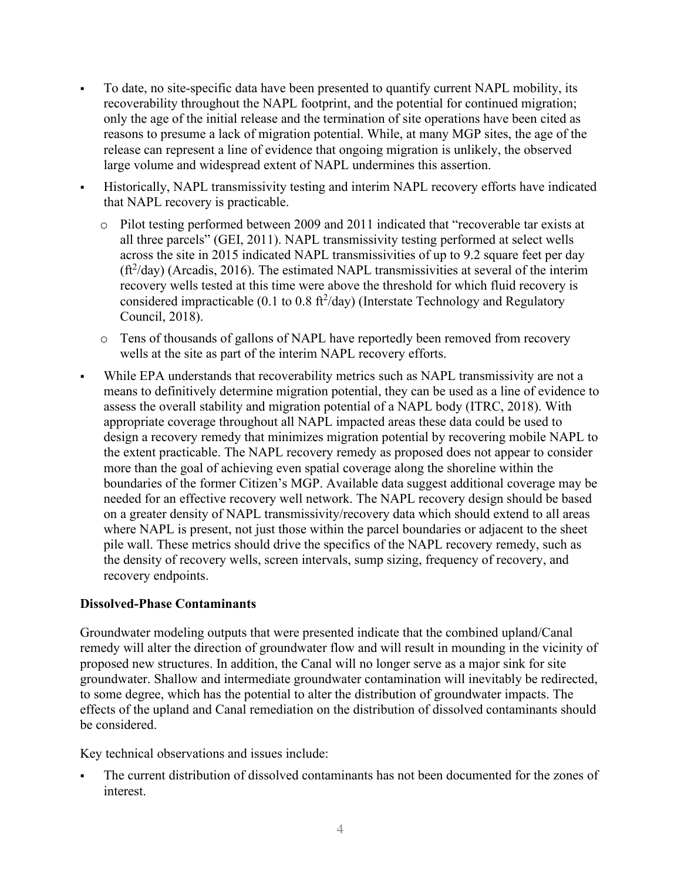- To date, no site-specific data have been presented to quantify current NAPL mobility, its recoverability throughout the NAPL footprint, and the potential for continued migration; only the age of the initial release and the termination of site operations have been cited as reasons to presume a lack of migration potential. While, at many MGP sites, the age of the release can represent a line of evidence that ongoing migration is unlikely, the observed large volume and widespread extent of NAPL undermines this assertion.
- Historically, NAPL transmissivity testing and interim NAPL recovery efforts have indicated that NAPL recovery is practicable.
  - Pilot testing performed between 2009 and 2011 indicated that "recoverable tar exists at all three parcels" (GEI, 2011). NAPL transmissivity testing performed at select wells across the site in 2015 indicated NAPL transmissivities of up to 9.2 square feet per day ($ft^2$/day) (Arcadis, 2016). The estimated NAPL transmissivities at several of the interim recovery wells tested at this time were above the threshold for which fluid recovery is considered impracticable (0.1 to 0.8 $ft^2$/day) (Interstate Technology and Regulatory Council, 2018).
  - Tens of thousands of gallons of NAPL have reportedly been removed from recovery wells at the site as part of the interim NAPL recovery efforts.
- While EPA understands that recoverability metrics such as NAPL transmissivity are not a means to definitively determine migration potential, they can be used as a line of evidence to assess the overall stability and migration potential of a NAPL body (ITRC, 2018). With appropriate coverage throughout all NAPL impacted areas these data could be used to design a recovery remedy that minimizes migration potential by recovering mobile NAPL to the extent practicable. The NAPL recovery remedy as proposed does not appear to consider more than the goal of achieving even spatial coverage along the shoreline within the boundaries of the former Citizen's MGP. Available data suggest additional coverage may be needed for an effective recovery well network. The NAPL recovery design should be based on a greater density of NAPL transmissivity/recovery data which should extend to all areas where NAPL is present, not just those within the parcel boundaries or adjacent to the sheet pile wall. These metrics should drive the specifics of the NAPL recovery remedy, such as the density of recovery wells, screen intervals, sump sizing, frequency of recovery, and recovery endpoints.

**Dissolved-Phase Contaminants**

Groundwater modeling outputs that were presented indicate that the combined upland/Canal remedy will alter the direction of groundwater flow and will result in mounding in the vicinity of proposed new structures. In addition, the Canal will no longer serve as a major sink for site groundwater. Shallow and intermediate groundwater contamination will inevitably be redirected, to some degree, which has the potential to alter the distribution of groundwater impacts. The effects of the upland and Canal remediation on the distribution of dissolved contaminants should be considered.

Key technical observations and issues include:

- The current distribution of dissolved contaminants has not been documented for the zones of interest.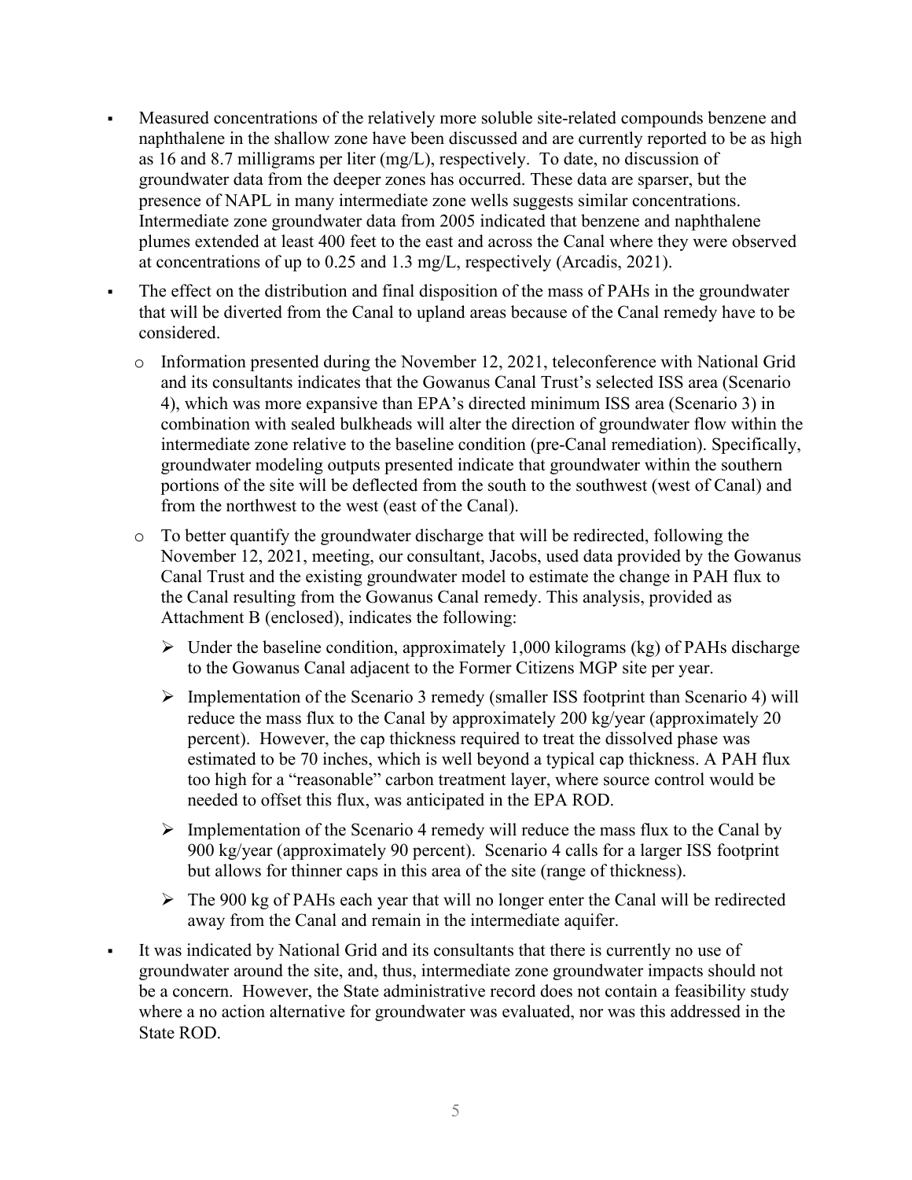- Measured concentrations of the relatively more soluble site-related compounds benzene and naphthalene in the shallow zone have been discussed and are currently reported to be as high as 16 and 8.7 milligrams per liter (mg/L), respectively. To date, no discussion of groundwater data from the deeper zones has occurred. These data are sparser, but the presence of NAPL in many intermediate zone wells suggests similar concentrations. Intermediate zone groundwater data from 2005 indicated that benzene and naphthalene plumes extended at least 400 feet to the east and across the Canal where they were observed at concentrations of up to 0.25 and 1.3 mg/L, respectively (Arcadis, 2021).
- The effect on the distribution and final disposition of the mass of PAHs in the groundwater that will be diverted from the Canal to upland areas because of the Canal remedy have to be considered.
  - Information presented during the November 12, 2021, teleconference with National Grid and its consultants indicates that the Gowanus Canal Trust's selected ISS area (Scenario 4), which was more expansive than EPA's directed minimum ISS area (Scenario 3) in combination with sealed bulkheads will alter the direction of groundwater flow within the intermediate zone relative to the baseline condition (pre-Canal remediation). Specifically, groundwater modeling outputs presented indicate that groundwater within the southern portions of the site will be deflected from the south to the southwest (west of Canal) and from the northwest to the west (east of the Canal).
  - To better quantify the groundwater discharge that will be redirected, following the November 12, 2021, meeting, our consultant, Jacobs, used data provided by the Gowanus Canal Trust and the existing groundwater model to estimate the change in PAH flux to the Canal resulting from the Gowanus Canal remedy. This analysis, provided as Attachment B (enclosed), indicates the following:
    - Under the baseline condition, approximately 1,000 kilograms (kg) of PAHs discharge to the Gowanus Canal adjacent to the Former Citizens MGP site per year.
    - Implementation of the Scenario 3 remedy (smaller ISS footprint than Scenario 4) will reduce the mass flux to the Canal by approximately 200 kg/year (approximately 20 percent). However, the cap thickness required to treat the dissolved phase was estimated to be 70 inches, which is well beyond a typical cap thickness. A PAH flux too high for a "reasonable" carbon treatment layer, where source control would be needed to offset this flux, was anticipated in the EPA ROD.
    - Implementation of the Scenario 4 remedy will reduce the mass flux to the Canal by 900 kg/year (approximately 90 percent). Scenario 4 calls for a larger ISS footprint but allows for thinner caps in this area of the site (range of thickness).
    - The 900 kg of PAHs each year that will no longer enter the Canal will be redirected away from the Canal and remain in the intermediate aquifer.
- It was indicated by National Grid and its consultants that there is currently no use of groundwater around the site, and, thus, intermediate zone groundwater impacts should not be a concern. However, the State administrative record does not contain a feasibility study where a no action alternative for groundwater was evaluated, nor was this addressed in the State ROD.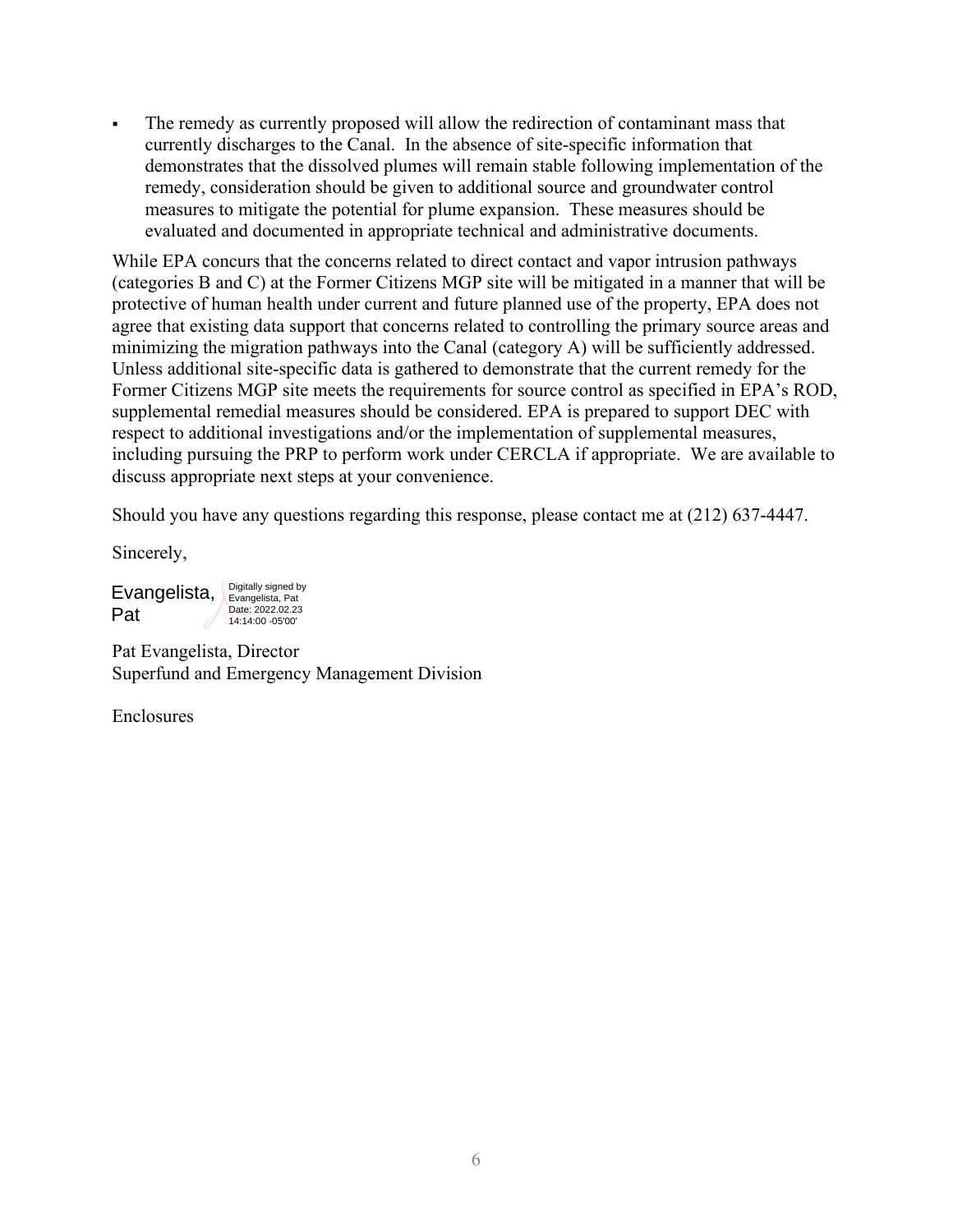- The remedy as currently proposed will allow the redirection of contaminant mass that currently discharges to the Canal. In the absence of site-specific information that demonstrates that the dissolved plumes will remain stable following implementation of the remedy, consideration should be given to additional source and groundwater control measures to mitigate the potential for plume expansion. These measures should be evaluated and documented in appropriate technical and administrative documents.

While EPA concurs that the concerns related to direct contact and vapor intrusion pathways (categories B and C) at the Former Citizens MGP site will be mitigated in a manner that will be protective of human health under current and future planned use of the property, EPA does not agree that existing data support that concerns related to controlling the primary source areas and minimizing the migration pathways into the Canal (category A) will be sufficiently addressed. Unless additional site-specific data is gathered to demonstrate that the current remedy for the Former Citizens MGP site meets the requirements for source control as specified in EPA's ROD, supplemental remedial measures should be considered. EPA is prepared to support DEC with respect to additional investigations and/or the implementation of supplemental measures, including pursuing the PRP to perform work under CERCLA if appropriate. We are available to discuss appropriate next steps at your convenience.

Should you have any questions regarding this response, please contact me at (212) 637-4447.

Sincerely,

Evangelista, Pat
Digitally signed by Evangelista, Pat
Date: 2022.02.23 14:14:00 -05'00'

Pat Evangelista, Director
Superfund and Emergency Management Division

Enclosures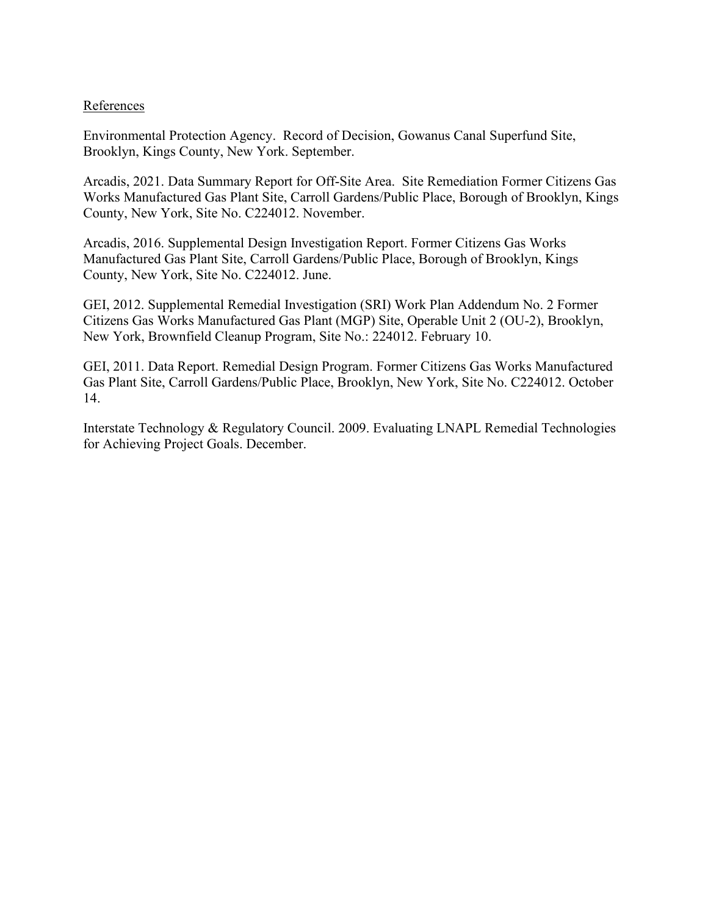References

Environmental Protection Agency. Record of Decision, Gowanus Canal Superfund Site, Brooklyn, Kings County, New York. September.

Arcadis, 2021. Data Summary Report for Off-Site Area. Site Remediation Former Citizens Gas Works Manufactured Gas Plant Site, Carroll Gardens/Public Place, Borough of Brooklyn, Kings County, New York, Site No. C224012. November.

Arcadis, 2016. Supplemental Design Investigation Report. Former Citizens Gas Works Manufactured Gas Plant Site, Carroll Gardens/Public Place, Borough of Brooklyn, Kings County, New York, Site No. C224012. June.

GEI, 2012. Supplemental Remedial Investigation (SRI) Work Plan Addendum No. 2 Former Citizens Gas Works Manufactured Gas Plant (MGP) Site, Operable Unit 2 (OU-2), Brooklyn, New York, Brownfield Cleanup Program, Site No.: 224012. February 10.

GEI, 2011. Data Report. Remedial Design Program. Former Citizens Gas Works Manufactured Gas Plant Site, Carroll Gardens/Public Place, Brooklyn, New York, Site No. C224012. October 14.

Interstate Technology & Regulatory Council. 2009. Evaluating LNAPL Remedial Technologies for Achieving Project Goals. December.